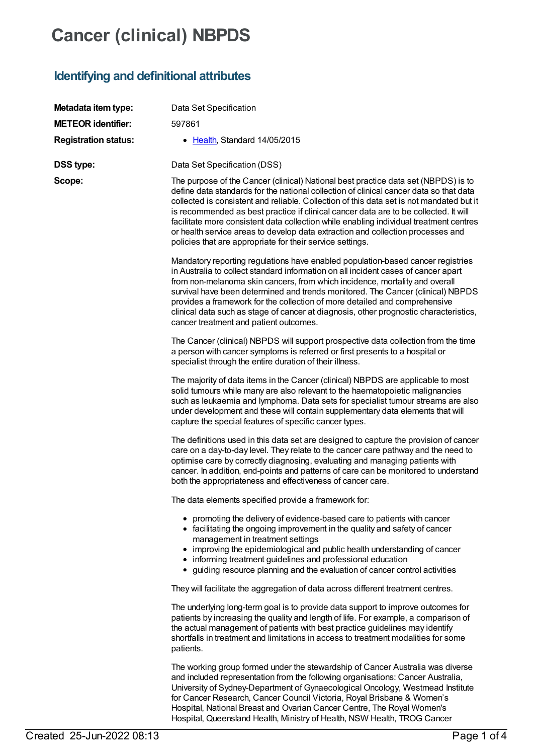# Cancer (clinical) NBPDS

## Identifying and definitional attributes

| | |
|---|---|
| **Metadata item type:** | Data Set Specification |
| **METEOR identifier:** | 597861 |
| **Registration status:** | Health, Standard 14/05/2015 |
| **DSS type:** | Data Set Specification (DSS) |

**Scope:**

The purpose of the Cancer (clinical) National best practice data set (NBPDS) is to define data standards for the national collection of clinical cancer data so that data collected is consistent and reliable. Collection of this data set is not mandated but it is recommended as best practice if clinical cancer data are to be collected. It will facilitate more consistent data collection while enabling individual treatment centres or health service areas to develop data extraction and collection processes and policies that are appropriate for their service settings.

Mandatory reporting regulations have enabled population-based cancer registries in Australia to collect standard information on all incident cases of cancer apart from non-melanoma skin cancers, from which incidence, mortality and overall survival have been determined and trends monitored. The Cancer (clinical) NBPDS provides a framework for the collection of more detailed and comprehensive clinical data such as stage of cancer at diagnosis, other prognostic characteristics, cancer treatment and patient outcomes.

The Cancer (clinical) NBPDS will support prospective data collection from the time a person with cancer symptoms is referred or first presents to a hospital or specialist through the entire duration of their illness.

The majority of data items in the Cancer (clinical) NBPDS are applicable to most solid tumours while many are also relevant to the haematopoietic malignancies such as leukaemia and lymphoma. Data sets for specialist tumour streams are also under development and these will contain supplementary data elements that will capture the special features of specific cancer types.

The definitions used in this data set are designed to capture the provision of cancer care on a day-to-day level. They relate to the cancer care pathway and the need to optimise care by correctly diagnosing, evaluating and managing patients with cancer. In addition, end-points and patterns of care can be monitored to understand both the appropriateness and effectiveness of cancer care.

The data elements specified provide a framework for:

- promoting the delivery of evidence-based care to patients with cancer
- facilitating the ongoing improvement in the quality and safety of cancer management in treatment settings
- improving the epidemiological and public health understanding of cancer
- informing treatment guidelines and professional education
- guiding resource planning and the evaluation of cancer control activities

They will facilitate the aggregation of data across different treatment centres.

The underlying long-term goal is to provide data support to improve outcomes for patients by increasing the quality and length of life. For example, a comparison of the actual management of patients with best practice guidelines may identify shortfalls in treatment and limitations in access to treatment modalities for some patients.

The working group formed under the stewardship of Cancer Australia was diverse and included representation from the following organisations: Cancer Australia, University of Sydney-Department of Gynaecological Oncology, Westmead Institute for Cancer Research, Cancer Council Victoria, Royal Brisbane & Women's Hospital, National Breast and Ovarian Cancer Centre, The Royal Women's Hospital, Queensland Health, Ministry of Health, NSW Health, TROG Cancer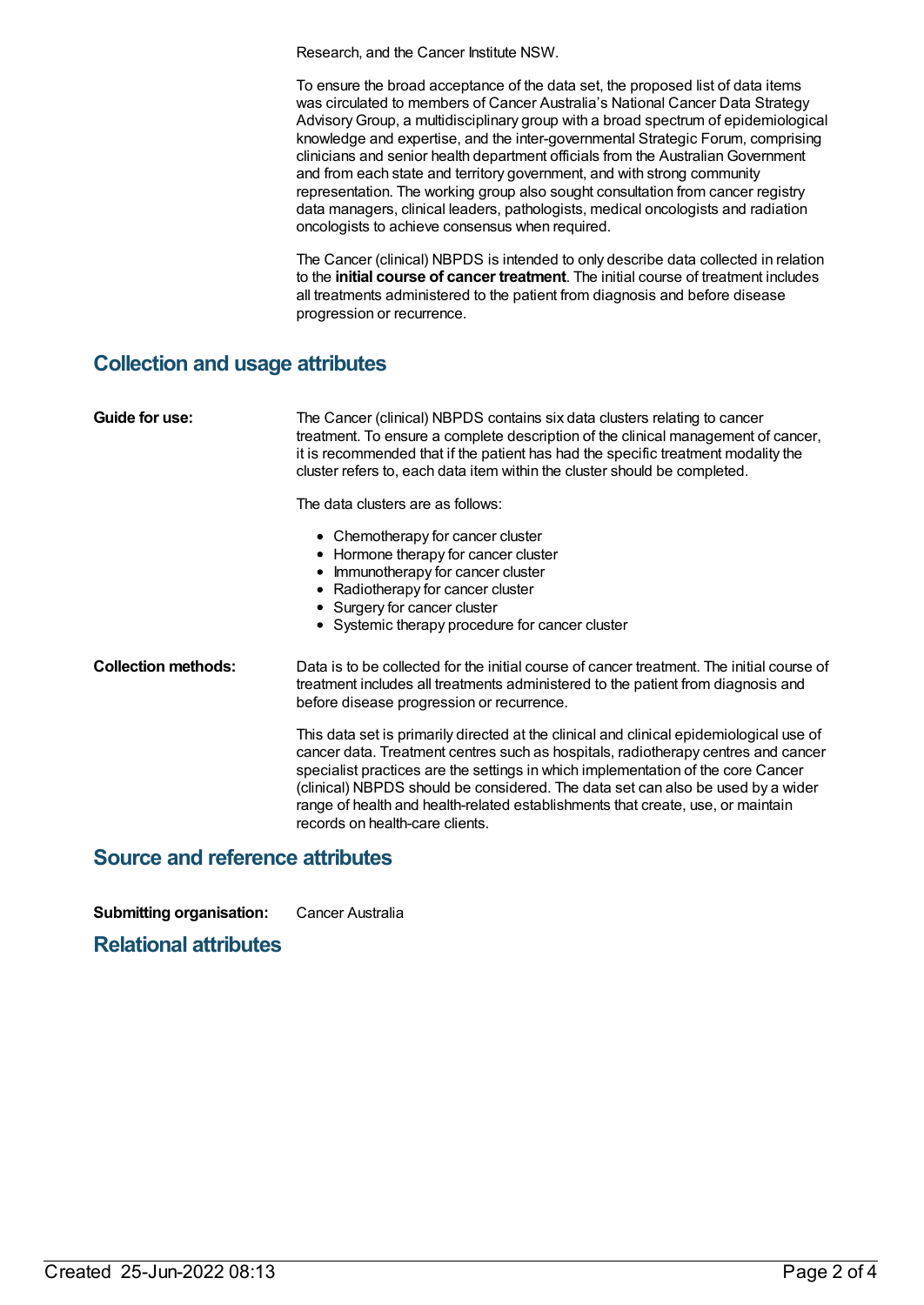Research, and the Cancer Institute NSW.

To ensure the broad acceptance of the data set, the proposed list of data items was circulated to members of Cancer Australia's National Cancer Data Strategy Advisory Group, a multidisciplinary group with a broad spectrum of epidemiological knowledge and expertise, and the inter-governmental Strategic Forum, comprising clinicians and senior health department officials from the Australian Government and from each state and territory government, and with strong community representation. The working group also sought consultation from cancer registry data managers, clinical leaders, pathologists, medical oncologists and radiation oncologists to achieve consensus when required.

The Cancer (clinical) NBPDS is intended to only describe data collected in relation to the **initial course of cancer treatment**. The initial course of treatment includes all treatments administered to the patient from diagnosis and before disease progression or recurrence.

## Collection and usage attributes

**Guide for use:**

The Cancer (clinical) NBPDS contains six data clusters relating to cancer treatment. To ensure a complete description of the clinical management of cancer, it is recommended that if the patient has had the specific treatment modality the cluster refers to, each data item within the cluster should be completed.

The data clusters are as follows:

- Chemotherapy for cancer cluster
- Hormone therapy for cancer cluster
- Immunotherapy for cancer cluster
- Radiotherapy for cancer cluster
- Surgery for cancer cluster
- Systemic therapy procedure for cancer cluster

**Collection methods:**

Data is to be collected for the initial course of cancer treatment. The initial course of treatment includes all treatments administered to the patient from diagnosis and before disease progression or recurrence.

This data set is primarily directed at the clinical and clinical epidemiological use of cancer data. Treatment centres such as hospitals, radiotherapy centres and cancer specialist practices are the settings in which implementation of the core Cancer (clinical) NBPDS should be considered. The data set can also be used by a wider range of health and health-related establishments that create, use, or maintain records on health-care clients.

## Source and reference attributes

**Submitting organisation:** Cancer Australia

## Relational attributes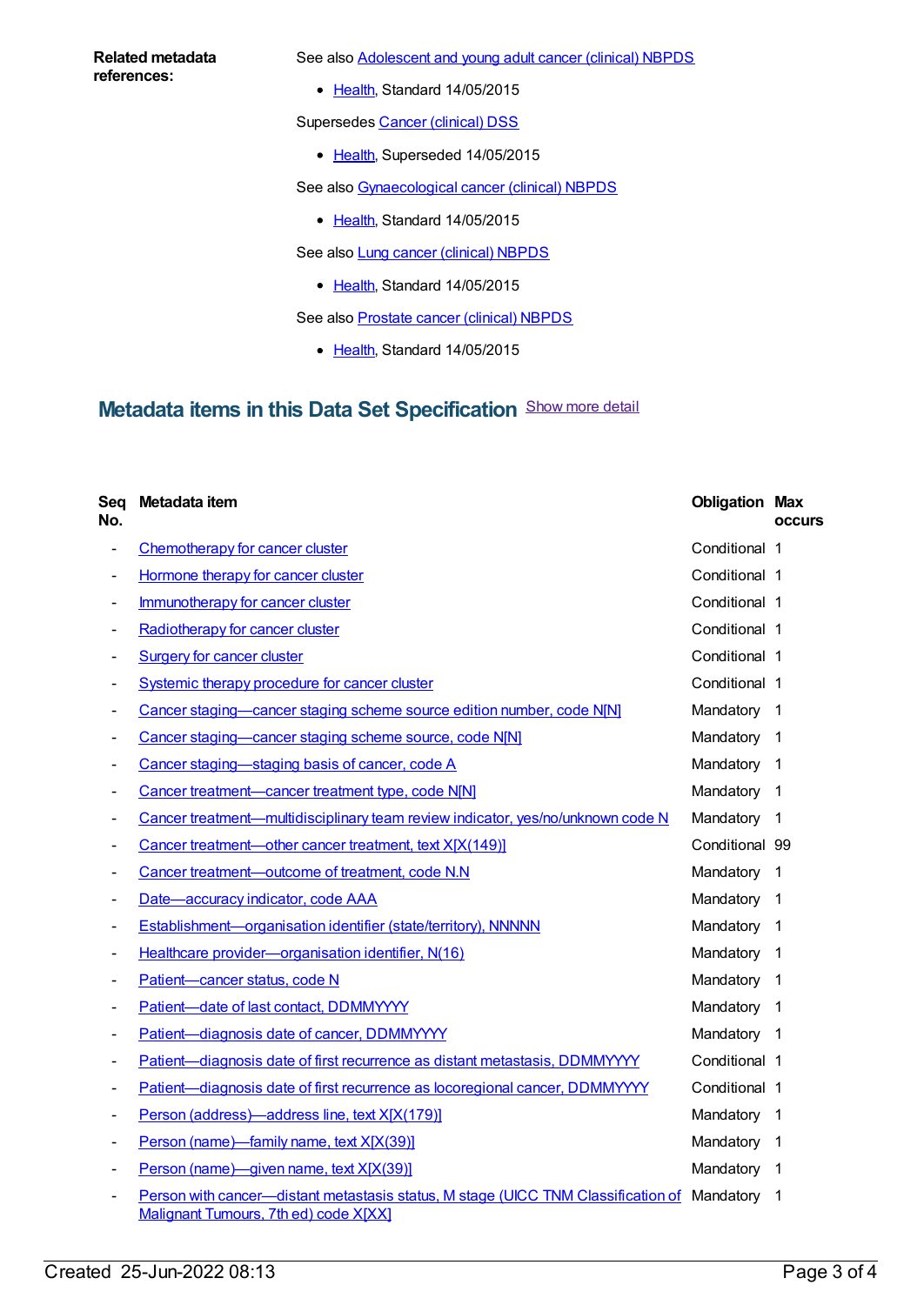**Related metadata references:**

See also Adolescent and young adult cancer (clinical) NBPDS

- Health, Standard 14/05/2015

Supersedes Cancer (clinical) DSS

- Health, Superseded 14/05/2015

See also Gynaecological cancer (clinical) NBPDS

- Health, Standard 14/05/2015

See also Lung cancer (clinical) NBPDS

- Health, Standard 14/05/2015

See also Prostate cancer (clinical) NBPDS

- Health, Standard 14/05/2015

## Metadata items in this Data Set Specification

Show more detail

| Seq No. | Metadata item | Obligation | Max occurs |
|---|---|---|---|
| - | Chemotherapy for cancer cluster | Conditional | 1 |
| - | Hormone therapy for cancer cluster | Conditional | 1 |
| - | Immunotherapy for cancer cluster | Conditional | 1 |
| - | Radiotherapy for cancer cluster | Conditional | 1 |
| - | Surgery for cancer cluster | Conditional | 1 |
| - | Systemic therapy procedure for cancer cluster | Conditional | 1 |
| - | Cancer staging—cancer staging scheme source edition number, code N[N] | Mandatory | 1 |
| - | Cancer staging—cancer staging scheme source, code N[N] | Mandatory | 1 |
| - | Cancer staging—staging basis of cancer, code A | Mandatory | 1 |
| - | Cancer treatment—cancer treatment type, code N[N] | Mandatory | 1 |
| - | Cancer treatment—multidisciplinary team review indicator, yes/no/unknown code N | Mandatory | 1 |
| - | Cancer treatment—other cancer treatment, text X[X(149)] | Conditional | 99 |
| - | Cancer treatment—outcome of treatment, code N.N | Mandatory | 1 |
| - | Date—accuracy indicator, code AAA | Mandatory | 1 |
| - | Establishment—organisation identifier (state/territory), NNNNN | Mandatory | 1 |
| - | Healthcare provider—organisation identifier, N(16) | Mandatory | 1 |
| - | Patient—cancer status, code N | Mandatory | 1 |
| - | Patient—date of last contact, DDMMYYYY | Mandatory | 1 |
| - | Patient—diagnosis date of cancer, DDMMYYYY | Mandatory | 1 |
| - | Patient—diagnosis date of first recurrence as distant metastasis, DDMMYYYY | Conditional | 1 |
| - | Patient—diagnosis date of first recurrence as locoregional cancer, DDMMYYYY | Conditional | 1 |
| - | Person (address)—address line, text X[X(179)] | Mandatory | 1 |
| - | Person (name)—family name, text X[X(39)] | Mandatory | 1 |
| - | Person (name)—given name, text X[X(39)] | Mandatory | 1 |
| - | Person with cancer—distant metastasis status, M stage (UICC TNM Classification of Malignant Tumours, 7th ed) code X[XX] | Mandatory | 1 |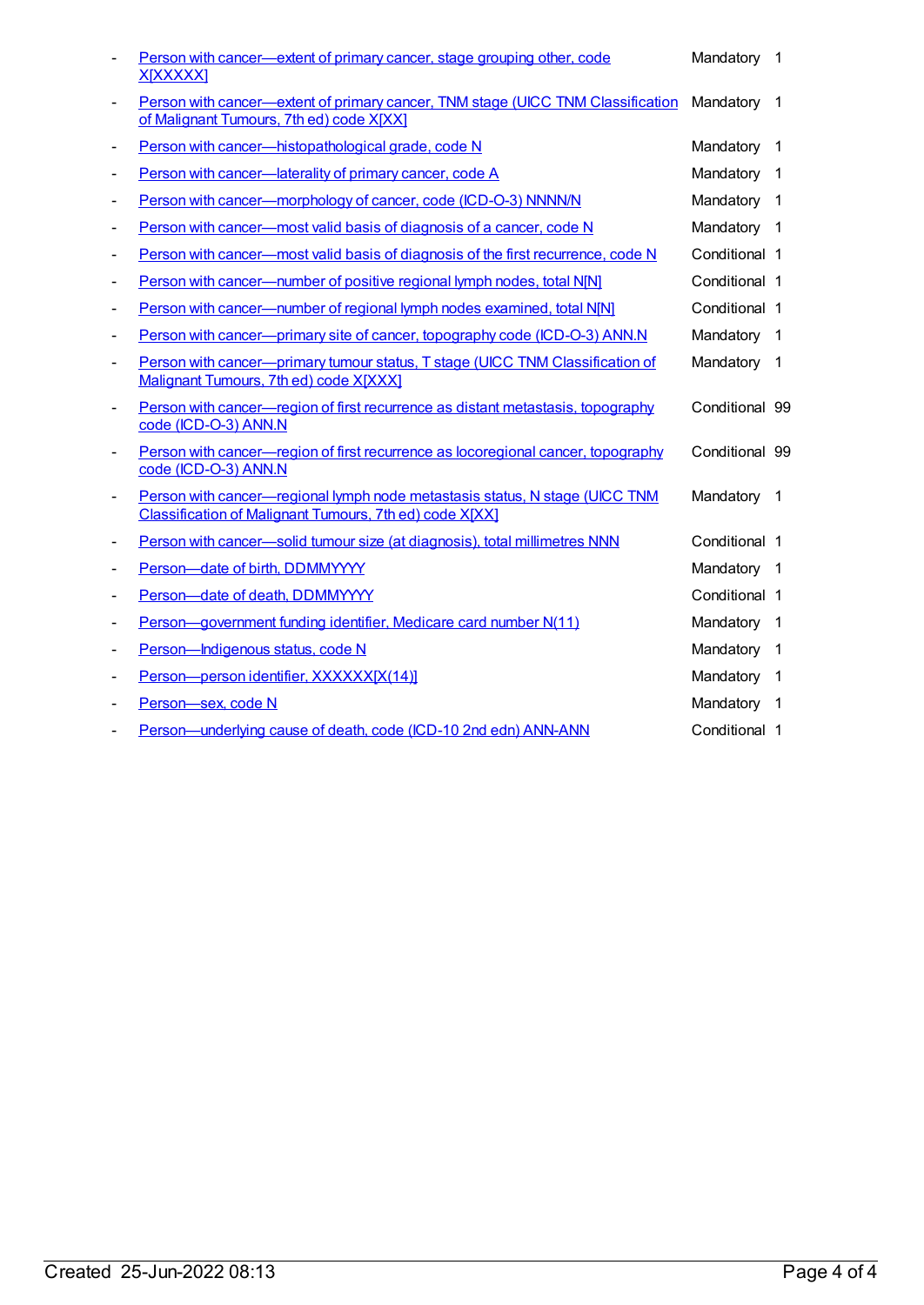| | | |
|---|---|---|
| - [Person with cancer—extent of primary cancer, stage grouping other, code X[XXXXX]]() | Mandatory | 1 |
| - [Person with cancer—extent of primary cancer, TNM stage (UICC TNM Classification of Malignant Tumours, 7th ed) code X[XX]]() | Mandatory | 1 |
| - [Person with cancer—histopathological grade, code N]() | Mandatory | 1 |
| - [Person with cancer—laterality of primary cancer, code A]() | Mandatory | 1 |
| - [Person with cancer—morphology of cancer, code (ICD-O-3) NNNN/N]() | Mandatory | 1 |
| - [Person with cancer—most valid basis of diagnosis of a cancer, code N]() | Mandatory | 1 |
| - [Person with cancer—most valid basis of diagnosis of the first recurrence, code N]() | Conditional | 1 |
| - [Person with cancer—number of positive regional lymph nodes, total N[N]]() | Conditional | 1 |
| - [Person with cancer—number of regional lymph nodes examined, total N[N]]() | Conditional | 1 |
| - [Person with cancer—primary site of cancer, topography code (ICD-O-3) ANN.N]() | Mandatory | 1 |
| - [Person with cancer—primary tumour status, T stage (UICC TNM Classification of Malignant Tumours, 7th ed) code X[XXX]]() | Mandatory | 1 |
| - [Person with cancer—region of first recurrence as distant metastasis, topography code (ICD-O-3) ANN.N]() | Conditional | 99 |
| - [Person with cancer—region of first recurrence as locoregional cancer, topography code (ICD-O-3) ANN.N]() | Conditional | 99 |
| - [Person with cancer—regional lymph node metastasis status, N stage (UICC TNM Classification of Malignant Tumours, 7th ed) code X[XX]]() | Mandatory | 1 |
| - [Person with cancer—solid tumour size (at diagnosis), total millimetres NNN]() | Conditional | 1 |
| - [Person—date of birth, DDMMYYYY]() | Mandatory | 1 |
| - [Person—date of death, DDMMYYYY]() | Conditional | 1 |
| - [Person—government funding identifier, Medicare card number N(11)]() | Mandatory | 1 |
| - [Person—Indigenous status, code N]() | Mandatory | 1 |
| - [Person—person identifier, XXXXXX[X(14)]]() | Mandatory | 1 |
| - [Person—sex, code N]() | Mandatory | 1 |
| - [Person—underlying cause of death, code (ICD-10 2nd edn) ANN-ANN]() | Conditional | 1 |

Created 25-Jun-2022 08:13